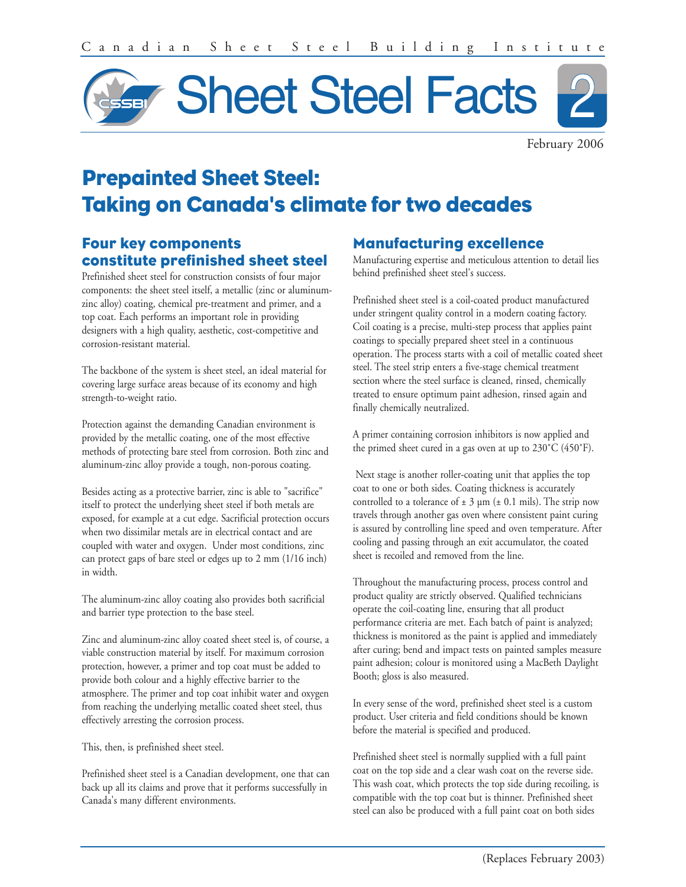Canadian Sheet Steel Building Institute

# Sheet Steel Facts 2

February 2006

# Prepainted Sheet Steel: Taking on Canada's climate for two decades

## Four key components constitute prefinished sheet steel

Prefinished sheet steel for construction consists of four major components: the sheet steel itself, a metallic (zinc or aluminum-zinc alloy) coating, chemical pre-treatment and primer, and a top coat. Each performs an important role in providing designers with a high quality, aesthetic, cost-competitive and corrosion-resistant material.

The backbone of the system is sheet steel, an ideal material for covering large surface areas because of its economy and high strength-to-weight ratio.

Protection against the demanding Canadian environment is provided by the metallic coating, one of the most effective methods of protecting bare steel from corrosion. Both zinc and aluminum-zinc alloy provide a tough, non-porous coating.

Besides acting as a protective barrier, zinc is able to "sacrifice" itself to protect the underlying sheet steel if both metals are exposed, for example at a cut edge. Sacrificial protection occurs when two dissimilar metals are in electrical contact and are coupled with water and oxygen. Under most conditions, zinc can protect gaps of bare steel or edges up to 2 mm (1/16 inch) in width.

The aluminum-zinc alloy coating also provides both sacrificial and barrier type protection to the base steel.

Zinc and aluminum-zinc alloy coated sheet steel is, of course, a viable construction material by itself. For maximum corrosion protection, however, a primer and top coat must be added to provide both colour and a highly effective barrier to the atmosphere. The primer and top coat inhibit water and oxygen from reaching the underlying metallic coated sheet steel, thus effectively arresting the corrosion process.

This, then, is prefinished sheet steel.

Prefinished sheet steel is a Canadian development, one that can back up all its claims and prove that it performs successfully in Canada's many different environments.

## Manufacturing excellence

Manufacturing expertise and meticulous attention to detail lies behind prefinished sheet steel's success.

Prefinished sheet steel is a coil-coated product manufactured under stringent quality control in a modern coating factory. Coil coating is a precise, multi-step process that applies paint coatings to specially prepared sheet steel in a continuous operation. The process starts with a coil of metallic coated sheet steel. The steel strip enters a five-stage chemical treatment section where the steel surface is cleaned, rinsed, chemically treated to ensure optimum paint adhesion, rinsed again and finally chemically neutralized.

A primer containing corrosion inhibitors is now applied and the primed sheet cured in a gas oven at up to 230°C (450°F).

Next stage is another roller-coating unit that applies the top coat to one or both sides. Coating thickness is accurately controlled to a tolerance of ± 3 μm (± 0.1 mils). The strip now travels through another gas oven where consistent paint curing is assured by controlling line speed and oven temperature. After cooling and passing through an exit accumulator, the coated sheet is recoiled and removed from the line.

Throughout the manufacturing process, process control and product quality are strictly observed. Qualified technicians operate the coil-coating line, ensuring that all product performance criteria are met. Each batch of paint is analyzed; thickness is monitored as the paint is applied and immediately after curing; bend and impact tests on painted samples measure paint adhesion; colour is monitored using a MacBeth Daylight Booth; gloss is also measured.

In every sense of the word, prefinished sheet steel is a custom product. User criteria and field conditions should be known before the material is specified and produced.

Prefinished sheet steel is normally supplied with a full paint coat on the top side and a clear wash coat on the reverse side. This wash coat, which protects the top side during recoiling, is compatible with the top coat but is thinner. Prefinished sheet steel can also be produced with a full paint coat on both sides

(Replaces February 2003)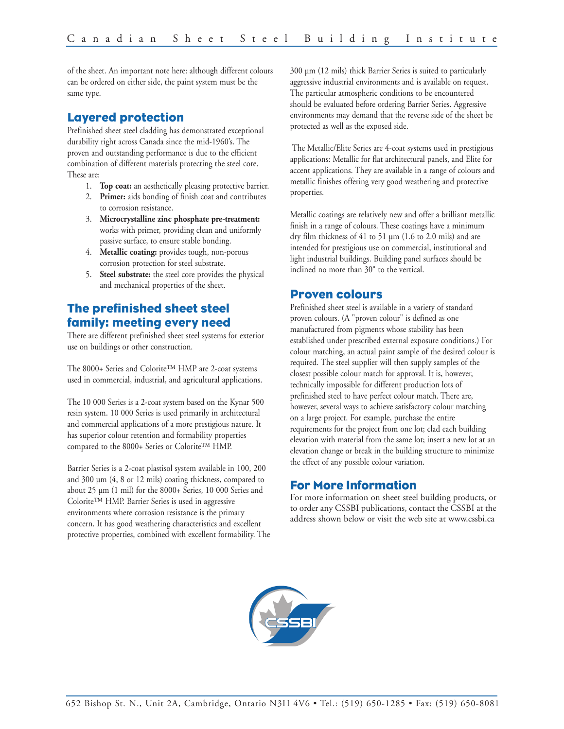of the sheet. An important note here: although different colours can be ordered on either side, the paint system must be the same type.

## Layered protection

Prefinished sheet steel cladding has demonstrated exceptional durability right across Canada since the mid-1960's. The proven and outstanding performance is due to the efficient combination of different materials protecting the steel core. These are:

1. **Top coat:** an aesthetically pleasing protective barrier.
2. **Primer:** aids bonding of finish coat and contributes to corrosion resistance.
3. **Microcrystalline zinc phosphate pre-treatment:** works with primer, providing clean and uniformly passive surface, to ensure stable bonding.
4. **Metallic coating:** provides tough, non-porous corrosion protection for steel substrate.
5. **Steel substrate:** the steel core provides the physical and mechanical properties of the sheet.

## The prefinished sheet steel family: meeting every need

There are different prefinished sheet steel systems for exterior use on buildings or other construction.

The 8000+ Series and Colorite™ HMP are 2-coat systems used in commercial, industrial, and agricultural applications.

The 10 000 Series is a 2-coat system based on the Kynar 500 resin system. 10 000 Series is used primarily in architectural and commercial applications of a more prestigious nature. It has superior colour retention and formability properties compared to the 8000+ Series or Colorite™ HMP.

Barrier Series is a 2-coat plastisol system available in 100, 200 and 300 µm (4, 8 or 12 mils) coating thickness, compared to about 25 µm (1 mil) for the 8000+ Series, 10 000 Series and Colorite™ HMP. Barrier Series is used in aggressive environments where corrosion resistance is the primary concern. It has good weathering characteristics and excellent protective properties, combined with excellent formability. The 300 µm (12 mils) thick Barrier Series is suited to particularly aggressive industrial environments and is available on request. The particular atmospheric conditions to be encountered should be evaluated before ordering Barrier Series. Aggressive environments may demand that the reverse side of the sheet be protected as well as the exposed side.

The Metallic/Elite Series are 4-coat systems used in prestigious applications: Metallic for flat architectural panels, and Elite for accent applications. They are available in a range of colours and metallic finishes offering very good weathering and protective properties.

Metallic coatings are relatively new and offer a brilliant metallic finish in a range of colours. These coatings have a minimum dry film thickness of 41 to 51 µm (1.6 to 2.0 mils) and are intended for prestigious use on commercial, institutional and light industrial buildings. Building panel surfaces should be inclined no more than 30° to the vertical.

## Proven colours

Prefinished sheet steel is available in a variety of standard proven colours. (A "proven colour" is defined as one manufactured from pigments whose stability has been established under prescribed external exposure conditions.) For colour matching, an actual paint sample of the desired colour is required. The steel supplier will then supply samples of the closest possible colour match for approval. It is, however, technically impossible for different production lots of prefinished steel to have perfect colour match. There are, however, several ways to achieve satisfactory colour matching on a large project. For example, purchase the entire requirements for the project from one lot; clad each building elevation with material from the same lot; insert a new lot at an elevation change or break in the building structure to minimize the effect of any possible colour variation.

## For More Information

For more information on sheet steel building products, or to order any CSSBI publications, contact the CSSBI at the address shown below or visit the web site at www.cssbi.ca

652 Bishop St. N., Unit 2A, Cambridge, Ontario N3H 4V6 • Tel.: (519) 650-1285 • Fax: (519) 650-8081